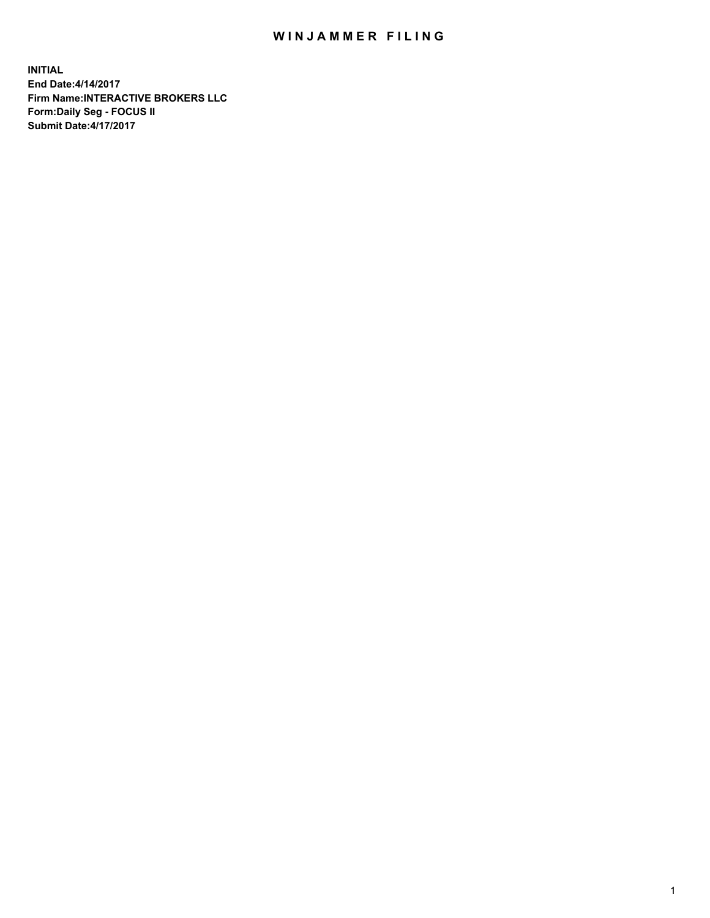# WINJAMMER FILING

**INITIAL**
**End Date:4/14/2017**
**Firm Name:INTERACTIVE BROKERS LLC**
**Form:Daily Seg - FOCUS II**
**Submit Date:4/17/2017**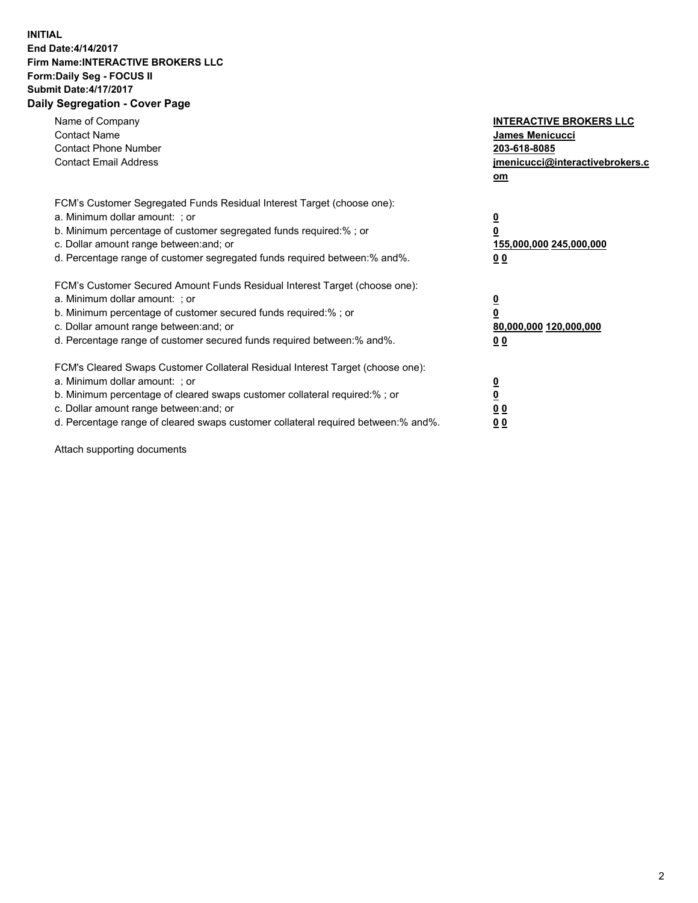**INITIAL**
**End Date:4/14/2017**
**Firm Name:INTERACTIVE BROKERS LLC**
**Form:Daily Seg - FOCUS II**
**Submit Date:4/17/2017**
**Daily Segregation - Cover Page**

| | |
|---|---|
| Name of Company | **INTERACTIVE BROKERS LLC** |
| Contact Name | **James Menicucci** |
| Contact Phone Number | **203-618-8085** |
| Contact Email Address | **jmenicucci@interactivebrokers.com** |

FCM's Customer Segregated Funds Residual Interest Target (choose one):

| | |
|---|---|
| a. Minimum dollar amount: ; or | **0** |
| b. Minimum percentage of customer segregated funds required:% ; or | **0** |
| c. Dollar amount range between:and; or | **155,000,000 245,000,000** |
| d. Percentage range of customer segregated funds required between:% and%. | **0 0** |

FCM's Customer Secured Amount Funds Residual Interest Target (choose one):

| | |
|---|---|
| a. Minimum dollar amount: ; or | **0** |
| b. Minimum percentage of customer secured funds required:% ; or | **0** |
| c. Dollar amount range between:and; or | **80,000,000 120,000,000** |
| d. Percentage range of customer secured funds required between:% and%. | **0 0** |

FCM's Cleared Swaps Customer Collateral Residual Interest Target (choose one):

| | |
|---|---|
| a. Minimum dollar amount: ; or | **0** |
| b. Minimum percentage of cleared swaps customer collateral required:% ; or | **0** |
| c. Dollar amount range between:and; or | **0 0** |
| d. Percentage range of cleared swaps customer collateral required between:% and%. | **0 0** |

Attach supporting documents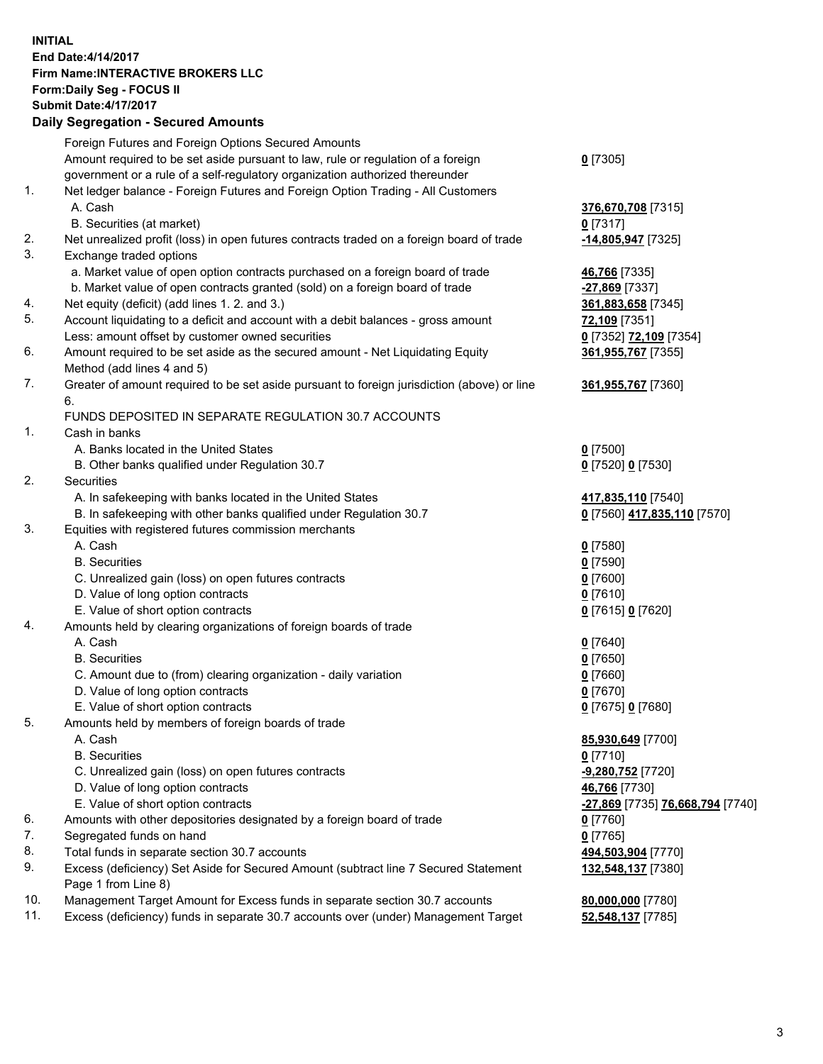**INITIAL**
**End Date:4/14/2017**
**Firm Name:INTERACTIVE BROKERS LLC**
**Form:Daily Seg - FOCUS II**
**Submit Date:4/17/2017**

## Daily Segregation - Secured Amounts

| | | |
|---|---|---|
| | Foreign Futures and Foreign Options Secured Amounts | |
| | Amount required to be set aside pursuant to law, rule or regulation of a foreign government or a rule of a self-regulatory organization authorized thereunder | **0** [7305] |
| 1. | Net ledger balance - Foreign Futures and Foreign Option Trading - All Customers | |
| | A. Cash | **376,670,708** [7315] |
| | B. Securities (at market) | **0** [7317] |
| 2. | Net unrealized profit (loss) in open futures contracts traded on a foreign board of trade | **-14,805,947** [7325] |
| 3. | Exchange traded options | |
| | a. Market value of open option contracts purchased on a foreign board of trade | **46,766** [7335] |
| | b. Market value of open contracts granted (sold) on a foreign board of trade | **-27,869** [7337] |
| 4. | Net equity (deficit) (add lines 1. 2. and 3.) | **361,883,658** [7345] |
| 5. | Account liquidating to a deficit and account with a debit balances - gross amount | **72,109** [7351] |
| | Less: amount offset by customer owned securities | **0** [7352] **72,109** [7354] |
| 6. | Amount required to be set aside as the secured amount - Net Liquidating Equity Method (add lines 4 and 5) | **361,955,767** [7355] |
| 7. | Greater of amount required to be set aside pursuant to foreign jurisdiction (above) or line 6. | **361,955,767** [7360] |
| | FUNDS DEPOSITED IN SEPARATE REGULATION 30.7 ACCOUNTS | |
| 1. | Cash in banks | |
| | A. Banks located in the United States | **0** [7500] |
| | B. Other banks qualified under Regulation 30.7 | **0** [7520] **0** [7530] |
| 2. | Securities | |
| | A. In safekeeping with banks located in the United States | **417,835,110** [7540] |
| | B. In safekeeping with other banks qualified under Regulation 30.7 | **0** [7560] **417,835,110** [7570] |
| 3. | Equities with registered futures commission merchants | |
| | A. Cash | **0** [7580] |
| | B. Securities | **0** [7590] |
| | C. Unrealized gain (loss) on open futures contracts | **0** [7600] |
| | D. Value of long option contracts | **0** [7610] |
| | E. Value of short option contracts | **0** [7615] **0** [7620] |
| 4. | Amounts held by clearing organizations of foreign boards of trade | |
| | A. Cash | **0** [7640] |
| | B. Securities | **0** [7650] |
| | C. Amount due to (from) clearing organization - daily variation | **0** [7660] |
| | D. Value of long option contracts | **0** [7670] |
| | E. Value of short option contracts | **0** [7675] **0** [7680] |
| 5. | Amounts held by members of foreign boards of trade | |
| | A. Cash | **85,930,649** [7700] |
| | B. Securities | **0** [7710] |
| | C. Unrealized gain (loss) on open futures contracts | **-9,280,752** [7720] |
| | D. Value of long option contracts | **46,766** [7730] |
| | E. Value of short option contracts | **-27,869** [7735] **76,668,794** [7740] |
| 6. | Amounts with other depositories designated by a foreign board of trade | **0** [7760] |
| 7. | Segregated funds on hand | **0** [7765] |
| 8. | Total funds in separate section 30.7 accounts | **494,503,904** [7770] |
| 9. | Excess (deficiency) Set Aside for Secured Amount (subtract line 7 Secured Statement Page 1 from Line 8) | **132,548,137** [7380] |
| 10. | Management Target Amount for Excess funds in separate section 30.7 accounts | **80,000,000** [7780] |
| 11. | Excess (deficiency) funds in separate 30.7 accounts over (under) Management Target | **52,548,137** [7785] |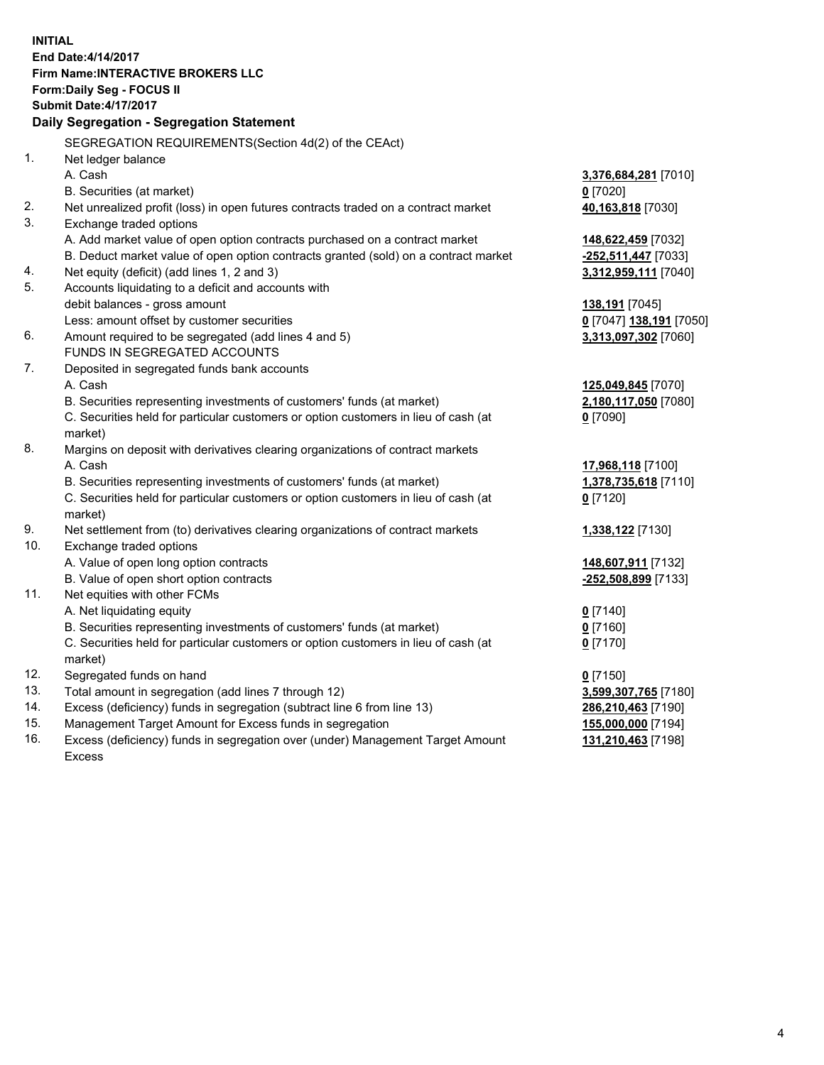**INITIAL**
**End Date:4/14/2017**
**Firm Name:INTERACTIVE BROKERS LLC**
**Form:Daily Seg - FOCUS II**
**Submit Date:4/17/2017**

## Daily Segregation - Segregation Statement

| | | |
|---|---|---|
| | SEGREGATION REQUIREMENTS(Section 4d(2) of the CEAct) | |
| 1. | Net ledger balance | |
| | A. Cash | 3,376,684,281 [7010] |
| | B. Securities (at market) | 0 [7020] |
| 2. | Net unrealized profit (loss) in open futures contracts traded on a contract market | 40,163,818 [7030] |
| 3. | Exchange traded options | |
| | A. Add market value of open option contracts purchased on a contract market | 148,622,459 [7032] |
| | B. Deduct market value of open option contracts granted (sold) on a contract market | -252,511,447 [7033] |
| 4. | Net equity (deficit) (add lines 1, 2 and 3) | 3,312,959,111 [7040] |
| 5. | Accounts liquidating to a deficit and accounts with | |
| | debit balances - gross amount | 138,191 [7045] |
| | Less: amount offset by customer securities | 0 [7047] 138,191 [7050] |
| 6. | Amount required to be segregated (add lines 4 and 5) | 3,313,097,302 [7060] |
| | FUNDS IN SEGREGATED ACCOUNTS | |
| 7. | Deposited in segregated funds bank accounts | |
| | A. Cash | 125,049,845 [7070] |
| | B. Securities representing investments of customers' funds (at market) | 2,180,117,050 [7080] |
| | C. Securities held for particular customers or option customers in lieu of cash (at market) | 0 [7090] |
| 8. | Margins on deposit with derivatives clearing organizations of contract markets | |
| | A. Cash | 17,968,118 [7100] |
| | B. Securities representing investments of customers' funds (at market) | 1,378,735,618 [7110] |
| | C. Securities held for particular customers or option customers in lieu of cash (at market) | 0 [7120] |
| 9. | Net settlement from (to) derivatives clearing organizations of contract markets | 1,338,122 [7130] |
| 10. | Exchange traded options | |
| | A. Value of open long option contracts | 148,607,911 [7132] |
| | B. Value of open short option contracts | -252,508,899 [7133] |
| 11. | Net equities with other FCMs | |
| | A. Net liquidating equity | 0 [7140] |
| | B. Securities representing investments of customers' funds (at market) | 0 [7160] |
| | C. Securities held for particular customers or option customers in lieu of cash (at market) | 0 [7170] |
| 12. | Segregated funds on hand | 0 [7150] |
| 13. | Total amount in segregation (add lines 7 through 12) | 3,599,307,765 [7180] |
| 14. | Excess (deficiency) funds in segregation (subtract line 6 from line 13) | 286,210,463 [7190] |
| 15. | Management Target Amount for Excess funds in segregation | 155,000,000 [7194] |
| 16. | Excess (deficiency) funds in segregation over (under) Management Target Amount Excess | 131,210,463 [7198] |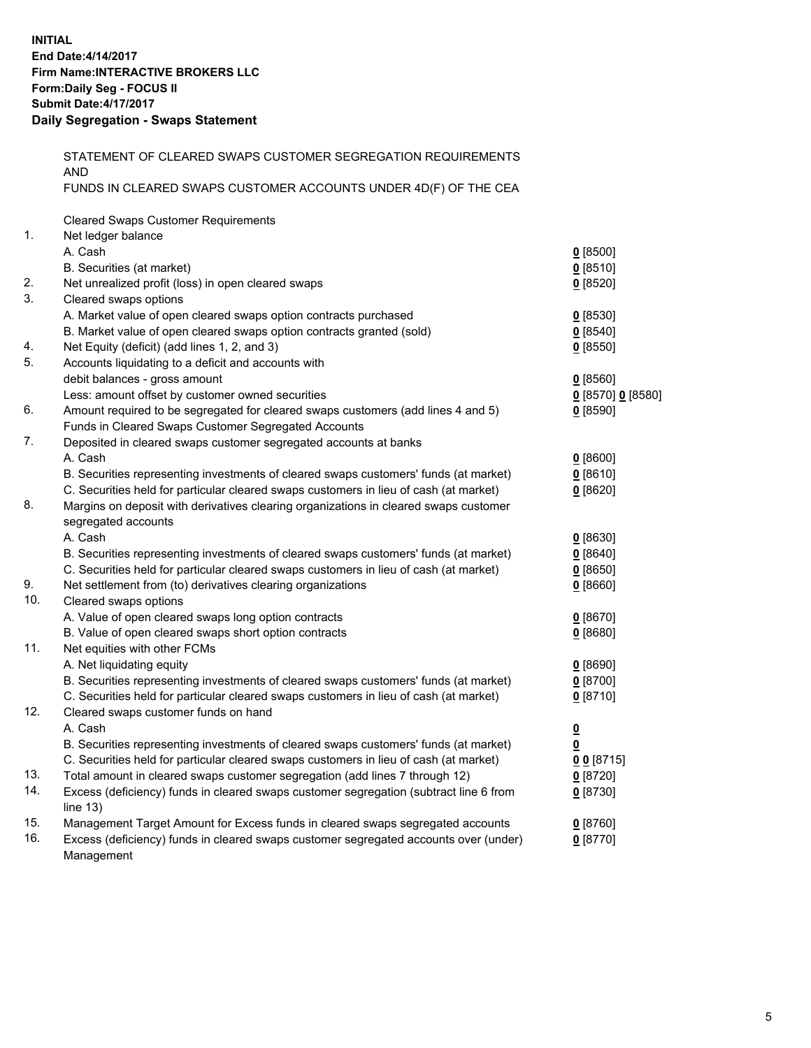**INITIAL**
**End Date:4/14/2017**
**Firm Name:INTERACTIVE BROKERS LLC**
**Form:Daily Seg - FOCUS II**
**Submit Date:4/17/2017**
**Daily Segregation - Swaps Statement**

STATEMENT OF CLEARED SWAPS CUSTOMER SEGREGATION REQUIREMENTS AND FUNDS IN CLEARED SWAPS CUSTOMER ACCOUNTS UNDER 4D(F) OF THE CEA

| | | |
|---|---|---|
| | Cleared Swaps Customer Requirements | |
| 1. | Net ledger balance | |
| | A. Cash | 0 [8500] |
| | B. Securities (at market) | 0 [8510] |
| 2. | Net unrealized profit (loss) in open cleared swaps | 0 [8520] |
| 3. | Cleared swaps options | |
| | A. Market value of open cleared swaps option contracts purchased | 0 [8530] |
| | B. Market value of open cleared swaps option contracts granted (sold) | 0 [8540] |
| 4. | Net Equity (deficit) (add lines 1, 2, and 3) | 0 [8550] |
| 5. | Accounts liquidating to a deficit and accounts with debit balances - gross amount | 0 [8560] |
| | Less: amount offset by customer owned securities | 0 [8570] 0 [8580] |
| 6. | Amount required to be segregated for cleared swaps customers (add lines 4 and 5) | 0 [8590] |
| | Funds in Cleared Swaps Customer Segregated Accounts | |
| 7. | Deposited in cleared swaps customer segregated accounts at banks | |
| | A. Cash | 0 [8600] |
| | B. Securities representing investments of cleared swaps customers' funds (at market) | 0 [8610] |
| | C. Securities held for particular cleared swaps customers in lieu of cash (at market) | 0 [8620] |
| 8. | Margins on deposit with derivatives clearing organizations in cleared swaps customer segregated accounts | |
| | A. Cash | 0 [8630] |
| | B. Securities representing investments of cleared swaps customers' funds (at market) | 0 [8640] |
| | C. Securities held for particular cleared swaps customers in lieu of cash (at market) | 0 [8650] |
| 9. | Net settlement from (to) derivatives clearing organizations | 0 [8660] |
| 10. | Cleared swaps options | |
| | A. Value of open cleared swaps long option contracts | 0 [8670] |
| | B. Value of open cleared swaps short option contracts | 0 [8680] |
| 11. | Net equities with other FCMs | |
| | A. Net liquidating equity | 0 [8690] |
| | B. Securities representing investments of cleared swaps customers' funds (at market) | 0 [8700] |
| | C. Securities held for particular cleared swaps customers in lieu of cash (at market) | 0 [8710] |
| 12. | Cleared swaps customer funds on hand | |
| | A. Cash | 0 |
| | B. Securities representing investments of cleared swaps customers' funds (at market) | 0 |
| | C. Securities held for particular cleared swaps customers in lieu of cash (at market) | 0 0 [8715] |
| 13. | Total amount in cleared swaps customer segregation (add lines 7 through 12) | 0 [8720] |
| 14. | Excess (deficiency) funds in cleared swaps customer segregation (subtract line 6 from line 13) | 0 [8730] |
| 15. | Management Target Amount for Excess funds in cleared swaps segregated accounts | 0 [8760] |
| 16. | Excess (deficiency) funds in cleared swaps customer segregated accounts over (under) Management | 0 [8770] |